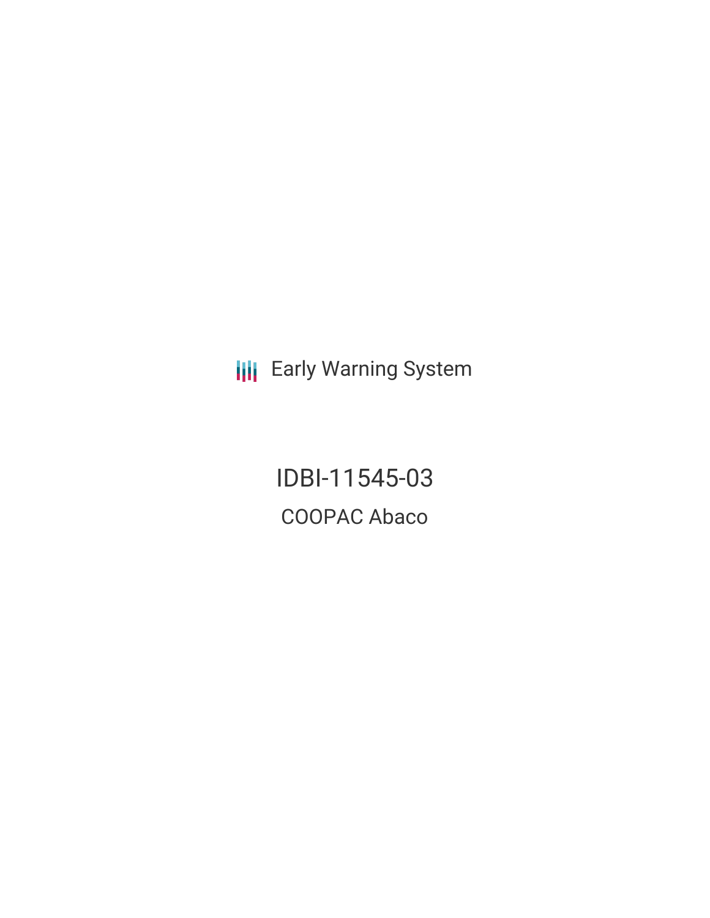Early Warning System

# IDBI-11545-03

## COOPAC Abaco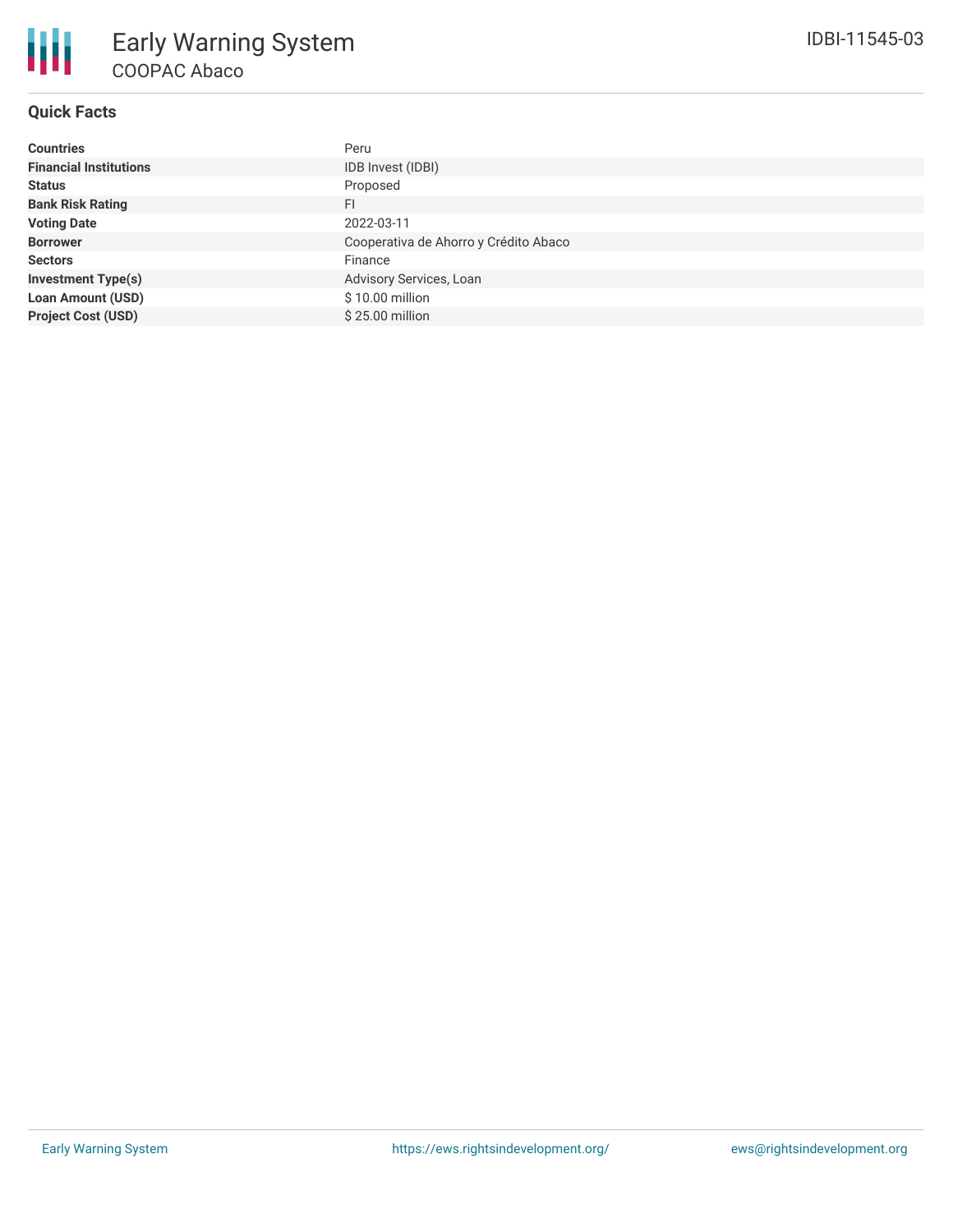# Early Warning System

## COOPAC Abaco

IDBI-11545-03

### Quick Facts

| | |
|---|---|
| **Countries** | Peru |
| **Financial Institutions** | IDB Invest (IDBI) |
| **Status** | Proposed |
| **Bank Risk Rating** | FI |
| **Voting Date** | 2022-03-11 |
| **Borrower** | Cooperativa de Ahorro y Crédito Abaco |
| **Sectors** | Finance |
| **Investment Type(s)** | Advisory Services, Loan |
| **Loan Amount (USD)** | $ 10.00 million |
| **Project Cost (USD)** | $ 25.00 million |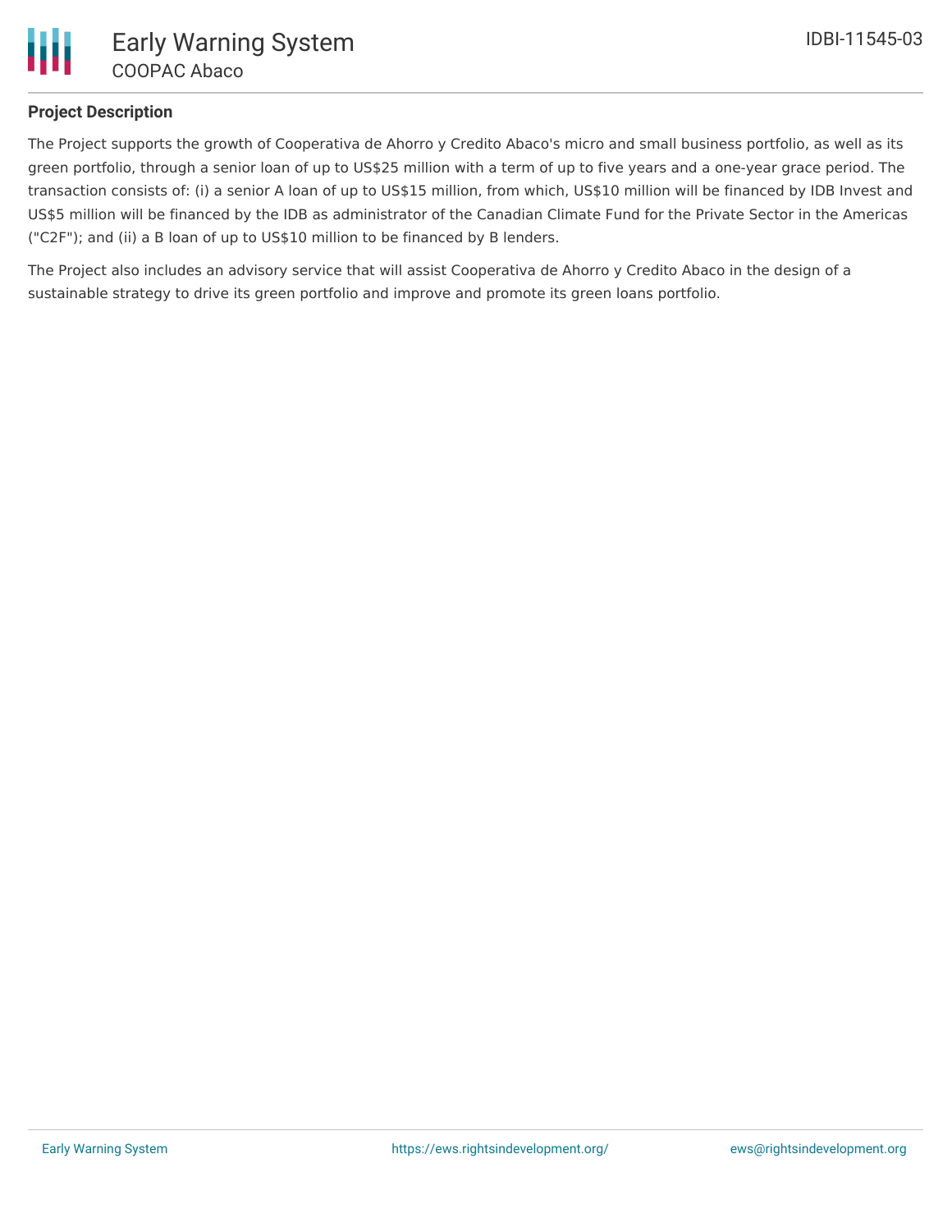### Project Description

The Project supports the growth of Cooperativa de Ahorro y Credito Abaco's micro and small business portfolio, as well as its green portfolio, through a senior loan of up to US$25 million with a term of up to five years and a one-year grace period. The transaction consists of: (i) a senior A loan of up to US$15 million, from which, US$10 million will be financed by IDB Invest and US$5 million will be financed by the IDB as administrator of the Canadian Climate Fund for the Private Sector in the Americas ("C2F"); and (ii) a B loan of up to US$10 million to be financed by B lenders.

The Project also includes an advisory service that will assist Cooperativa de Ahorro y Credito Abaco in the design of a sustainable strategy to drive its green portfolio and improve and promote its green loans portfolio.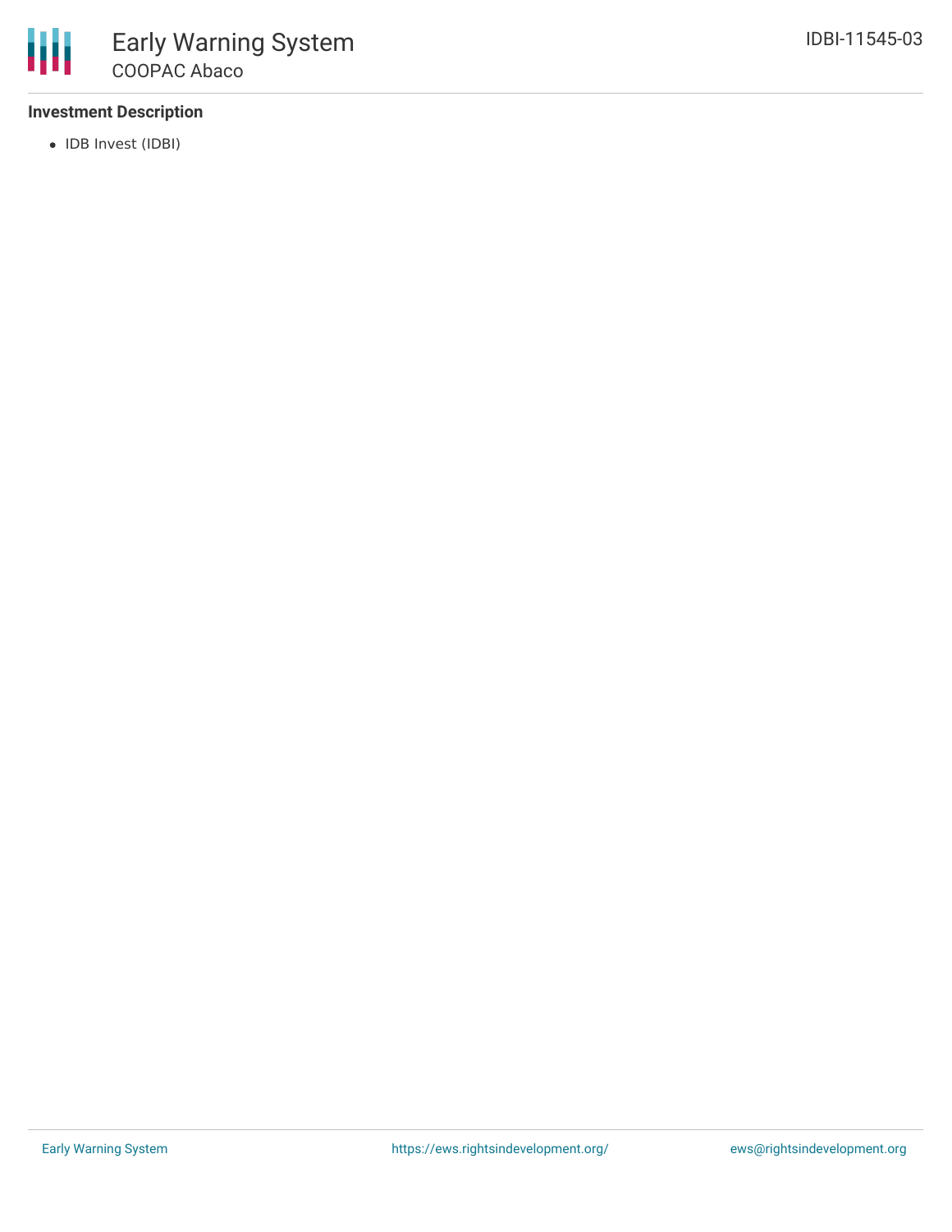### Investment Description

- IDB Invest (IDBI)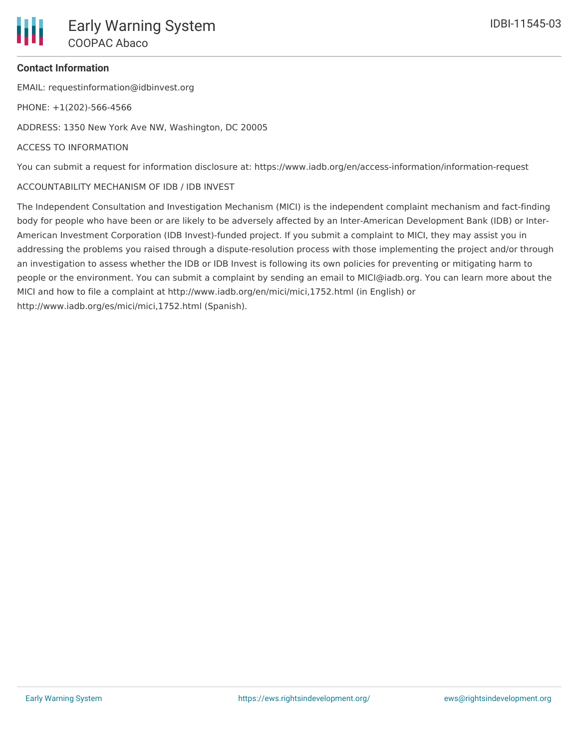### Contact Information

EMAIL: requestinformation@idbinvest.org

PHONE: +1(202)-566-4566

ADDRESS: 1350 New York Ave NW, Washington, DC 20005

ACCESS TO INFORMATION

You can submit a request for information disclosure at: https://www.iadb.org/en/access-information/information-request

ACCOUNTABILITY MECHANISM OF IDB / IDB INVEST

The Independent Consultation and Investigation Mechanism (MICI) is the independent complaint mechanism and fact-finding body for people who have been or are likely to be adversely affected by an Inter-American Development Bank (IDB) or Inter-American Investment Corporation (IDB Invest)-funded project. If you submit a complaint to MICI, they may assist you in addressing the problems you raised through a dispute-resolution process with those implementing the project and/or through an investigation to assess whether the IDB or IDB Invest is following its own policies for preventing or mitigating harm to people or the environment. You can submit a complaint by sending an email to MICI@iadb.org. You can learn more about the MICI and how to file a complaint at http://www.iadb.org/en/mici/mici,1752.html (in English) or http://www.iadb.org/es/mici/mici,1752.html (Spanish).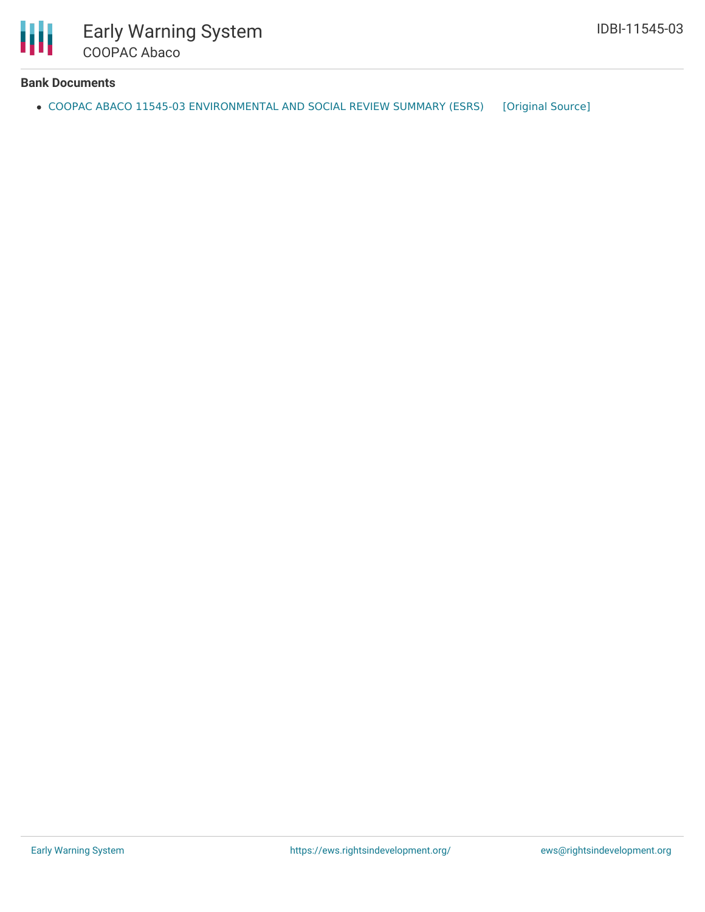### Bank Documents

- COOPAC ABACO 11545-03 ENVIRONMENTAL AND SOCIAL REVIEW SUMMARY (ESRS) [Original Source]